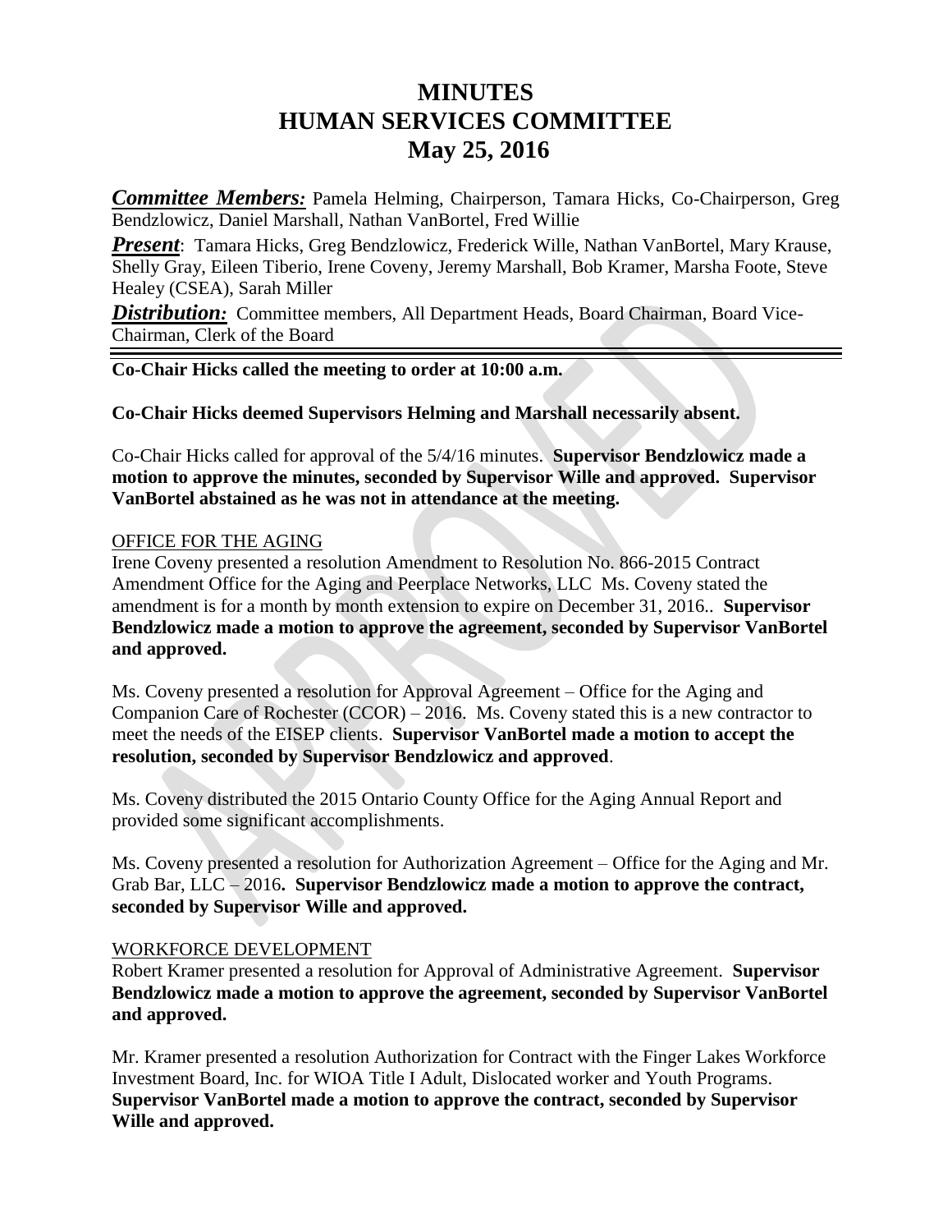# MINUTES
# HUMAN SERVICES COMMITTEE
# May 25, 2016

***Committee Members:*** Pamela Helming, Chairperson, Tamara Hicks, Co-Chairperson, Greg Bendzlowicz, Daniel Marshall, Nathan VanBortel, Fred Willie

***Present***: Tamara Hicks, Greg Bendzlowicz, Frederick Wille, Nathan VanBortel, Mary Krause, Shelly Gray, Eileen Tiberio, Irene Coveny, Jeremy Marshall, Bob Kramer, Marsha Foote, Steve Healey (CSEA), Sarah Miller

***Distribution:*** Committee members, All Department Heads, Board Chairman, Board Vice-Chairman, Clerk of the Board

---

**Co-Chair Hicks called the meeting to order at 10:00 a.m.**

**Co-Chair Hicks deemed Supervisors Helming and Marshall necessarily absent.**

Co-Chair Hicks called for approval of the 5/4/16 minutes. **Supervisor Bendzlowicz made a motion to approve the minutes, seconded by Supervisor Wille and approved. Supervisor VanBortel abstained as he was not in attendance at the meeting.**

OFFICE FOR THE AGING

Irene Coveny presented a resolution Amendment to Resolution No. 866-2015 Contract Amendment Office for the Aging and Peerplace Networks, LLC Ms. Coveny stated the amendment is for a month by month extension to expire on December 31, 2016.. **Supervisor Bendzlowicz made a motion to approve the agreement, seconded by Supervisor VanBortel and approved.**

Ms. Coveny presented a resolution for Approval Agreement – Office for the Aging and Companion Care of Rochester (CCOR) – 2016. Ms. Coveny stated this is a new contractor to meet the needs of the EISEP clients. **Supervisor VanBortel made a motion to accept the resolution, seconded by Supervisor Bendzlowicz and approved**.

Ms. Coveny distributed the 2015 Ontario County Office for the Aging Annual Report and provided some significant accomplishments.

Ms. Coveny presented a resolution for Authorization Agreement – Office for the Aging and Mr. Grab Bar, LLC – 2016**. Supervisor Bendzlowicz made a motion to approve the contract, seconded by Supervisor Wille and approved.**

WORKFORCE DEVELOPMENT

Robert Kramer presented a resolution for Approval of Administrative Agreement. **Supervisor Bendzlowicz made a motion to approve the agreement, seconded by Supervisor VanBortel and approved.**

Mr. Kramer presented a resolution Authorization for Contract with the Finger Lakes Workforce Investment Board, Inc. for WIOA Title I Adult, Dislocated worker and Youth Programs. **Supervisor VanBortel made a motion to approve the contract, seconded by Supervisor Wille and approved.**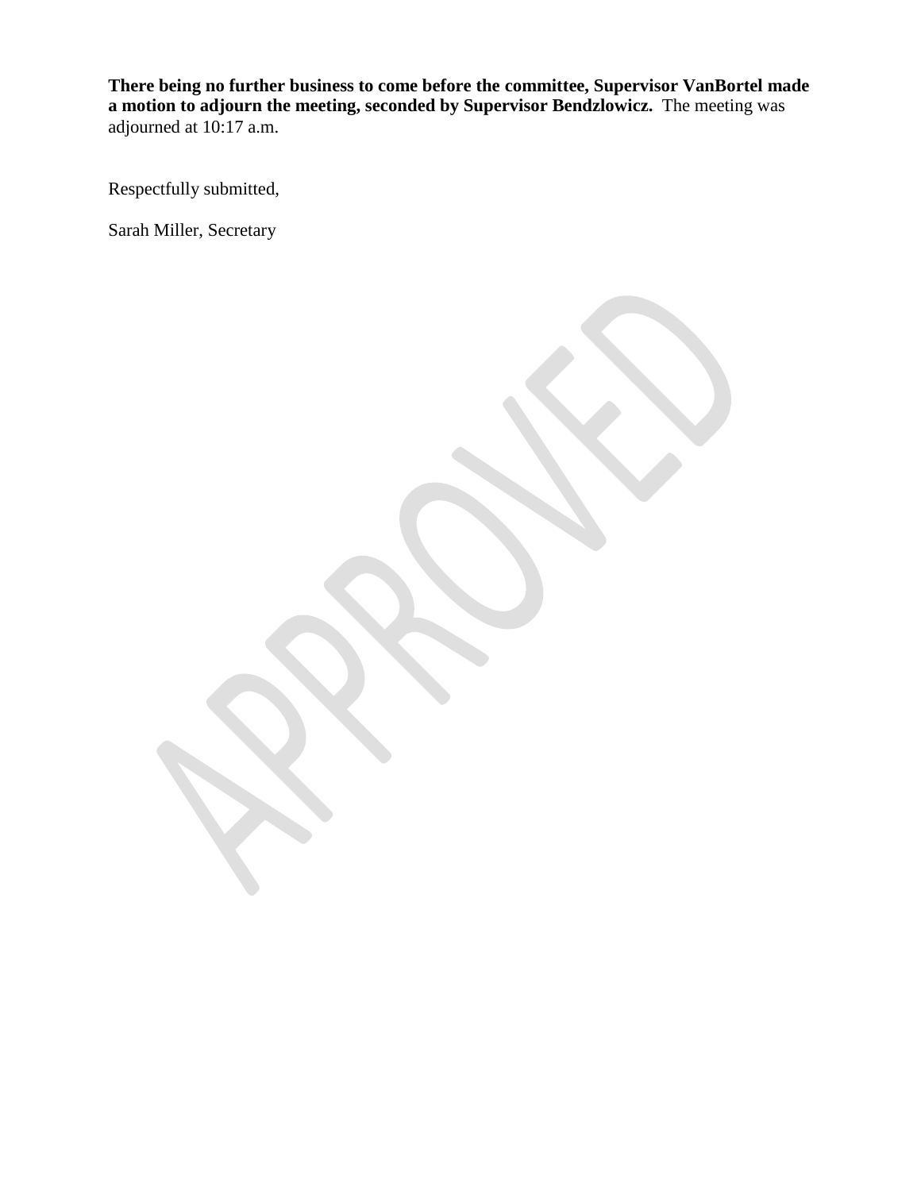**There being no further business to come before the committee, Supervisor VanBortel made a motion to adjourn the meeting, seconded by Supervisor Bendzlowicz.** The meeting was adjourned at 10:17 a.m.

Respectfully submitted,

Sarah Miller, Secretary